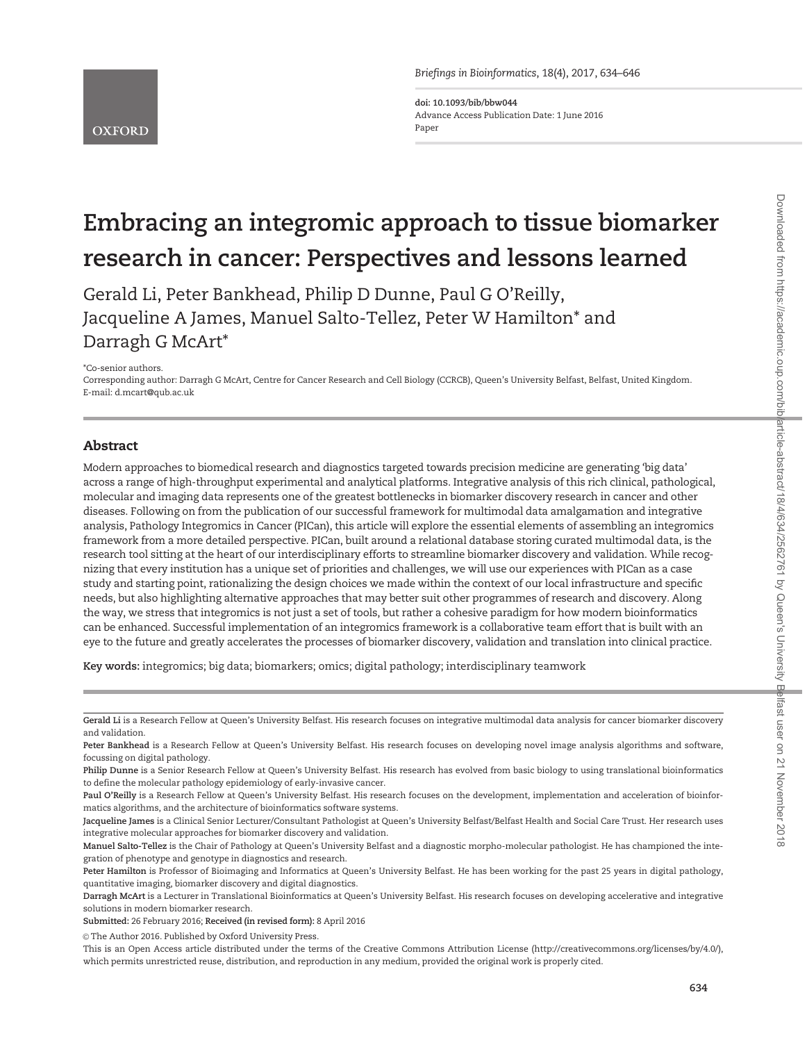# Embracing an integromic approach to tissue biomarker research in cancer: Perspectives and lessons learned

Gerald Li, Peter Bankhead, Philip D Dunne, Paul G O'Reilly, Jacqueline A James, Manuel Salto-Tellez, Peter W Hamilton* and Darragh G McArt*

*Co-senior authors.

Corresponding author: Darragh G McArt, Centre for Cancer Research and Cell Biology (CCRCB), Queen's University Belfast, Belfast, United Kingdom. E-mail: d.mcart@qub.ac.uk

## Abstract

Modern approaches to biomedical research and diagnostics targeted towards precision medicine are generating 'big data' across a range of high-throughput experimental and analytical platforms. Integrative analysis of this rich clinical, pathological, molecular and imaging data represents one of the greatest bottlenecks in biomarker discovery research in cancer and other diseases. Following on from the publication of our successful framework for multimodal data amalgamation and integrative analysis, Pathology Integromics in Cancer (PICan), this article will explore the essential elements of assembling an integromics framework from a more detailed perspective. PICan, built around a relational database storing curated multimodal data, is the research tool sitting at the heart of our interdisciplinary efforts to streamline biomarker discovery and validation. While recognizing that every institution has a unique set of priorities and challenges, we will use our experiences with PICan as a case study and starting point, rationalizing the design choices we made within the context of our local infrastructure and specific needs, but also highlighting alternative approaches that may better suit other programmes of research and discovery. Along the way, we stress that integromics is not just a set of tools, but rather a cohesive paradigm for how modern bioinformatics can be enhanced. Successful implementation of an integromics framework is a collaborative team effort that is built with an eye to the future and greatly accelerates the processes of biomarker discovery, validation and translation into clinical practice.

**Key words:** integromics; big data; biomarkers; omics; digital pathology; interdisciplinary teamwork

**Gerald Li** is a Research Fellow at Queen's University Belfast. His research focuses on integrative multimodal data analysis for cancer biomarker discovery and validation.

**Peter Bankhead** is a Research Fellow at Queen's University Belfast. His research focuses on developing novel image analysis algorithms and software, focussing on digital pathology.

**Philip Dunne** is a Senior Research Fellow at Queen's University Belfast. His research has evolved from basic biology to using translational bioinformatics to define the molecular pathology epidemiology of early-invasive cancer.

**Paul O'Reilly** is a Research Fellow at Queen's University Belfast. His research focuses on the development, implementation and acceleration of bioinformatics algorithms, and the architecture of bioinformatics software systems.

**Jacqueline James** is a Clinical Senior Lecturer/Consultant Pathologist at Queen's University Belfast/Belfast Health and Social Care Trust. Her research uses integrative molecular approaches for biomarker discovery and validation.

**Manuel Salto-Tellez** is the Chair of Pathology at Queen's University Belfast and a diagnostic morpho-molecular pathologist. He has championed the integration of phenotype and genotype in diagnostics and research.

**Peter Hamilton** is Professor of Bioimaging and Informatics at Queen's University Belfast. He has been working for the past 25 years in digital pathology, quantitative imaging, biomarker discovery and digital diagnostics.

**Darragh McArt** is a Lecturer in Translational Bioinformatics at Queen's University Belfast. His research focuses on developing accelerative and integrative solutions in modern biomarker research.

**Submitted:** 26 February 2016; **Received (in revised form):** 8 April 2016

© The Author 2016. Published by Oxford University Press.

This is an Open Access article distributed under the terms of the Creative Commons Attribution License (http://creativecommons.org/licenses/by/4.0/), which permits unrestricted reuse, distribution, and reproduction in any medium, provided the original work is properly cited.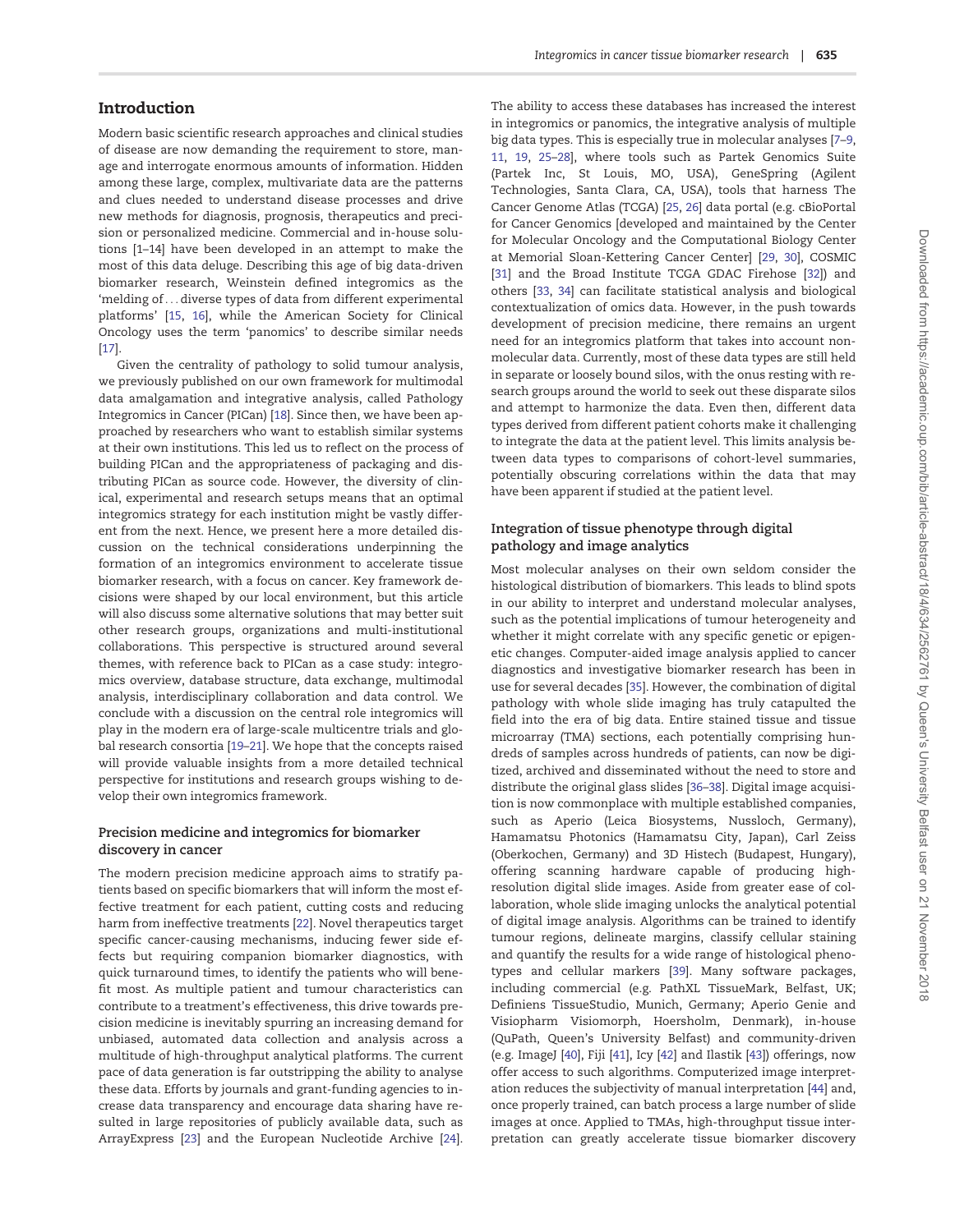## Introduction

Modern basic scientific research approaches and clinical studies of disease are now demanding the requirement to store, manage and interrogate enormous amounts of information. Hidden among these large, complex, multivariate data are the patterns and clues needed to understand disease processes and drive new methods for diagnosis, prognosis, therapeutics and precision or personalized medicine. Commercial and in-house solutions [1–14] have been developed in an attempt to make the most of this data deluge. Describing this age of big data-driven biomarker research, Weinstein defined integromics as the 'melding of . . . diverse types of data from different experimental platforms' [15, 16], while the American Society for Clinical Oncology uses the term 'panomics' to describe similar needs [17].

Given the centrality of pathology to solid tumour analysis, we previously published on our own framework for multimodal data amalgamation and integrative analysis, called Pathology Integromics in Cancer (PICan) [18]. Since then, we have been approached by researchers who want to establish similar systems at their own institutions. This led us to reflect on the process of building PICan and the appropriateness of packaging and distributing PICan as source code. However, the diversity of clinical, experimental and research setups means that an optimal integromics strategy for each institution might be vastly different from the next. Hence, we present here a more detailed discussion on the technical considerations underpinning the formation of an integromics environment to accelerate tissue biomarker research, with a focus on cancer. Key framework decisions were shaped by our local environment, but this article will also discuss some alternative solutions that may better suit other research groups, organizations and multi-institutional collaborations. This perspective is structured around several themes, with reference back to PICan as a case study: integromics overview, database structure, data exchange, multimodal analysis, interdisciplinary collaboration and data control. We conclude with a discussion on the central role integromics will play in the modern era of large-scale multicentre trials and global research consortia [19–21]. We hope that the concepts raised will provide valuable insights from a more detailed technical perspective for institutions and research groups wishing to develop their own integromics framework.

### Precision medicine and integromics for biomarker discovery in cancer

The modern precision medicine approach aims to stratify patients based on specific biomarkers that will inform the most effective treatment for each patient, cutting costs and reducing harm from ineffective treatments [22]. Novel therapeutics target specific cancer-causing mechanisms, inducing fewer side effects but requiring companion biomarker diagnostics, with quick turnaround times, to identify the patients who will benefit most. As multiple patient and tumour characteristics can contribute to a treatment's effectiveness, this drive towards precision medicine is inevitably spurring an increasing demand for unbiased, automated data collection and analysis across a multitude of high-throughput analytical platforms. The current pace of data generation is far outstripping the ability to analyse these data. Efforts by journals and grant-funding agencies to increase data transparency and encourage data sharing have resulted in large repositories of publicly available data, such as ArrayExpress [23] and the European Nucleotide Archive [24]. The ability to access these databases has increased the interest in integromics or panomics, the integrative analysis of multiple big data types. This is especially true in molecular analyses [7–9, 11, 19, 25–28], where tools such as Partek Genomics Suite (Partek Inc, St Louis, MO, USA), GeneSpring (Agilent Technologies, Santa Clara, CA, USA), tools that harness The Cancer Genome Atlas (TCGA) [25, 26] data portal (e.g. cBioPortal for Cancer Genomics [developed and maintained by the Center for Molecular Oncology and the Computational Biology Center at Memorial Sloan-Kettering Cancer Center] [29, 30], COSMIC [31] and the Broad Institute TCGA GDAC Firehose [32]) and others [33, 34] can facilitate statistical analysis and biological contextualization of omics data. However, in the push towards development of precision medicine, there remains an urgent need for an integromics platform that takes into account non-molecular data. Currently, most of these data types are still held in separate or loosely bound silos, with the onus resting with research groups around the world to seek out these disparate silos and attempt to harmonize the data. Even then, different data types derived from different patient cohorts make it challenging to integrate the data at the patient level. This limits analysis between data types to comparisons of cohort-level summaries, potentially obscuring correlations within the data that may have been apparent if studied at the patient level.

### Integration of tissue phenotype through digital pathology and image analytics

Most molecular analyses on their own seldom consider the histological distribution of biomarkers. This leads to blind spots in our ability to interpret and understand molecular analyses, such as the potential implications of tumour heterogeneity and whether it might correlate with any specific genetic or epigenetic changes. Computer-aided image analysis applied to cancer diagnostics and investigative biomarker research has been in use for several decades [35]. However, the combination of digital pathology with whole slide imaging has truly catapulted the field into the era of big data. Entire stained tissue and tissue microarray (TMA) sections, each potentially comprising hundreds of samples across hundreds of patients, can now be digitized, archived and disseminated without the need to store and distribute the original glass slides [36–38]. Digital image acquisition is now commonplace with multiple established companies, such as Aperio (Leica Biosystems, Nussloch, Germany), Hamamatsu Photonics (Hamamatsu City, Japan), Carl Zeiss (Oberkochen, Germany) and 3D Histech (Budapest, Hungary), offering scanning hardware capable of producing high-resolution digital slide images. Aside from greater ease of collaboration, whole slide imaging unlocks the analytical potential of digital image analysis. Algorithms can be trained to identify tumour regions, delineate margins, classify cellular staining and quantify the results for a wide range of histological phenotypes and cellular markers [39]. Many software packages, including commercial (e.g. PathXL TissueMark, Belfast, UK; Definiens TissueStudio, Munich, Germany; Aperio Genie and Visiopharm Visiomorph, Hoersholm, Denmark), in-house (QuPath, Queen's University Belfast) and community-driven (e.g. ImageJ [40], Fiji [41], Icy [42] and Ilastik [43]) offerings, now offer access to such algorithms. Computerized image interpretation reduces the subjectivity of manual interpretation [44] and, once properly trained, can batch process a large number of slide images at once. Applied to TMAs, high-throughput tissue interpretation can greatly accelerate tissue biomarker discovery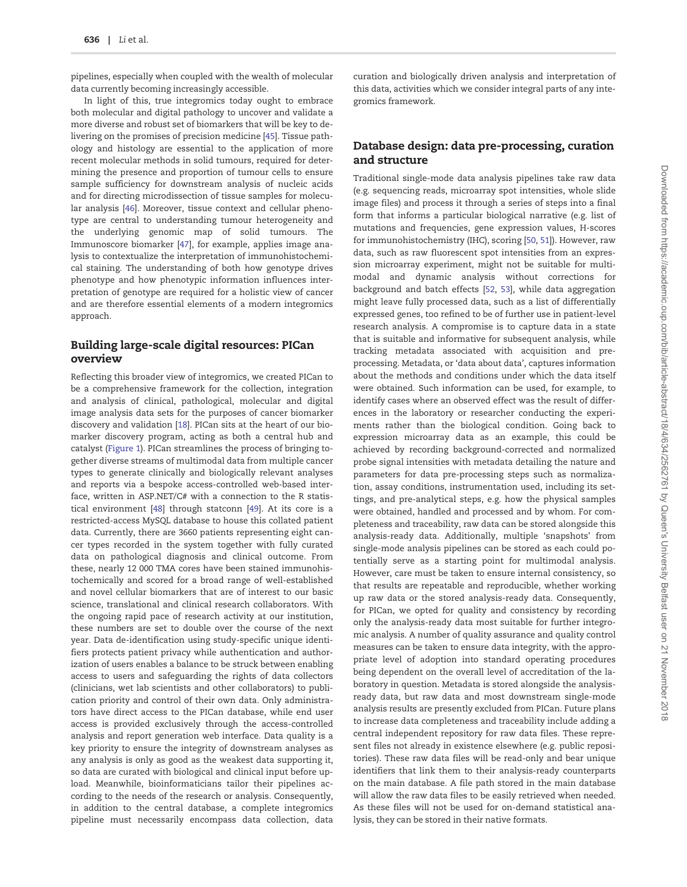pipelines, especially when coupled with the wealth of molecular data currently becoming increasingly accessible.

In light of this, true integromics today ought to embrace both molecular and digital pathology to uncover and validate a more diverse and robust set of biomarkers that will be key to delivering on the promises of precision medicine [45]. Tissue pathology and histology are essential to the application of more recent molecular methods in solid tumours, required for determining the presence and proportion of tumour cells to ensure sample sufficiency for downstream analysis of nucleic acids and for directing microdissection of tissue samples for molecular analysis [46]. Moreover, tissue context and cellular phenotype are central to understanding tumour heterogeneity and the underlying genomic map of solid tumours. The Immunoscore biomarker [47], for example, applies image analysis to contextualize the interpretation of immunohistochemical staining. The understanding of both how genotype drives phenotype and how phenotypic information influences interpretation of genotype are required for a holistic view of cancer and are therefore essential elements of a modern integromics approach.

## Building large-scale digital resources: PICan overview

Reflecting this broader view of integromics, we created PICan to be a comprehensive framework for the collection, integration and analysis of clinical, pathological, molecular and digital image analysis data sets for the purposes of cancer biomarker discovery and validation [18]. PICan sits at the heart of our biomarker discovery program, acting as both a central hub and catalyst (Figure 1). PICan streamlines the process of bringing together diverse streams of multimodal data from multiple cancer types to generate clinically and biologically relevant analyses and reports via a bespoke access-controlled web-based interface, written in ASP.NET/C# with a connection to the R statistical environment [48] through statconn [49]. At its core is a restricted-access MySQL database to house this collated patient data. Currently, there are 3660 patients representing eight cancer types recorded in the system together with fully curated data on pathological diagnosis and clinical outcome. From these, nearly 12 000 TMA cores have been stained immunohistochemically and scored for a broad range of well-established and novel cellular biomarkers that are of interest to our basic science, translational and clinical research collaborators. With the ongoing rapid pace of research activity at our institution, these numbers are set to double over the course of the next year. Data de-identification using study-specific unique identifiers protects patient privacy while authentication and authorization of users enables a balance to be struck between enabling access to users and safeguarding the rights of data collectors (clinicians, wet lab scientists and other collaborators) to publication priority and control of their own data. Only administrators have direct access to the PICan database, while end user access is provided exclusively through the access-controlled analysis and report generation web interface. Data quality is a key priority to ensure the integrity of downstream analyses as any analysis is only as good as the weakest data supporting it, so data are curated with biological and clinical input before upload. Meanwhile, bioinformaticians tailor their pipelines according to the needs of the research or analysis. Consequently, in addition to the central database, a complete integromics pipeline must necessarily encompass data collection, data curation and biologically driven analysis and interpretation of this data, activities which we consider integral parts of any integromics framework.

## Database design: data pre-processing, curation and structure

Traditional single-mode data analysis pipelines take raw data (e.g. sequencing reads, microarray spot intensities, whole slide image files) and process it through a series of steps into a final form that informs a particular biological narrative (e.g. list of mutations and frequencies, gene expression values, H-scores for immunohistochemistry (IHC), scoring [50, 51]). However, raw data, such as raw fluorescent spot intensities from an expression microarray experiment, might not be suitable for multimodal and dynamic analysis without corrections for background and batch effects [52, 53], while data aggregation might leave fully processed data, such as a list of differentially expressed genes, too refined to be of further use in patient-level research analysis. A compromise is to capture data in a state that is suitable and informative for subsequent analysis, while tracking metadata associated with acquisition and pre-processing. Metadata, or 'data about data', captures information about the methods and conditions under which the data itself were obtained. Such information can be used, for example, to identify cases where an observed effect was the result of differences in the laboratory or researcher conducting the experiments rather than the biological condition. Going back to expression microarray data as an example, this could be achieved by recording background-corrected and normalized probe signal intensities with metadata detailing the nature and parameters for data pre-processing steps such as normalization, assay conditions, instrumentation used, including its settings, and pre-analytical steps, e.g. how the physical samples were obtained, handled and processed and by whom. For completeness and traceability, raw data can be stored alongside this analysis-ready data. Additionally, multiple 'snapshots' from single-mode analysis pipelines can be stored as each could potentially serve as a starting point for multimodal analysis. However, care must be taken to ensure internal consistency, so that results are repeatable and reproducible, whether working up raw data or the stored analysis-ready data. Consequently, for PICan, we opted for quality and consistency by recording only the analysis-ready data most suitable for further integromic analysis. A number of quality assurance and quality control measures can be taken to ensure data integrity, with the appropriate level of adoption into standard operating procedures being dependent on the overall level of accreditation of the laboratory in question. Metadata is stored alongside the analysis-ready data, but raw data and most downstream single-mode analysis results are presently excluded from PICan. Future plans to increase data completeness and traceability include adding a central independent repository for raw data files. These represent files not already in existence elsewhere (e.g. public repositories). These raw data files will be read-only and bear unique identifiers that link them to their analysis-ready counterparts on the main database. A file path stored in the main database will allow the raw data files to be easily retrieved when needed. As these files will not be used for on-demand statistical analysis, they can be stored in their native formats.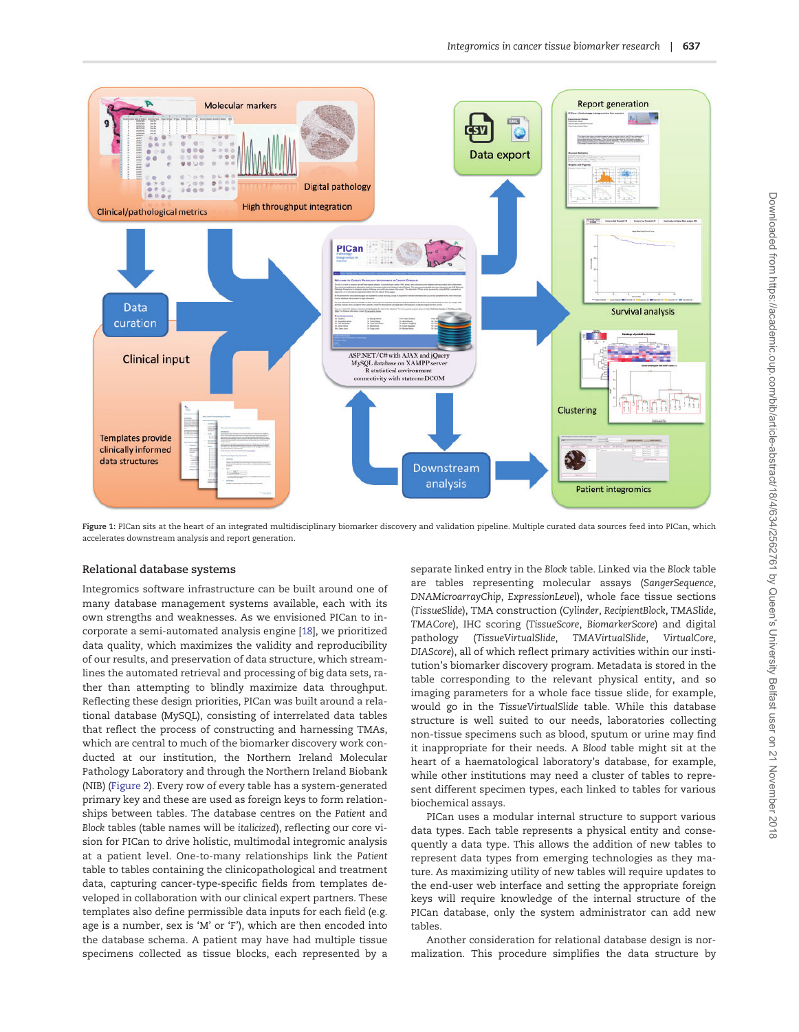Figure 1: PICan sits at the heart of an integrated multidisciplinary biomarker discovery and validation pipeline. Multiple curated data sources feed into PICan, which accelerates downstream analysis and report generation.

## Relational database systems

Integromics software infrastructure can be built around one of many database management systems available, each with its own strengths and weaknesses. As we envisioned PICan to incorporate a semi-automated analysis engine [18], we prioritized data quality, which maximizes the validity and reproducibility of our results, and preservation of data structure, which streamlines the automated retrieval and processing of big data sets, rather than attempting to blindly maximize data throughput. Reflecting these design priorities, PICan was built around a relational database (MySQL), consisting of interrelated data tables that reflect the process of constructing and harnessing TMAs, which are central to much of the biomarker discovery work conducted at our institution, the Northern Ireland Molecular Pathology Laboratory and through the Northern Ireland Biobank (NIB) (Figure 2). Every row of every table has a system-generated primary key and these are used as foreign keys to form relationships between tables. The database centres on the *Patient* and *Block* tables (table names will be *italicized*), reflecting our core vision for PICan to drive holistic, multimodal integromic analysis at a patient level. One-to-many relationships link the *Patient* table to tables containing the clinicopathological and treatment data, capturing cancer-type-specific fields from templates developed in collaboration with our clinical expert partners. These templates also define permissible data inputs for each field (e.g. age is a number, sex is 'M' or 'F'), which are then encoded into the database schema. A patient may have had multiple tissue specimens collected as tissue blocks, each represented by a separate linked entry in the *Block* table. Linked via the *Block* table are tables representing molecular assays (*SangerSequence*, *DNAMicroarrayChip*, *ExpressionLevel*), whole face tissue sections (*TissueSlide*), TMA construction (*Cylinder*, *RecipientBlock*, *TMASlide*, *TMACore*), IHC scoring (*TissueScore*, *BiomarkerScore*) and digital pathology (*TissueVirtualSlide*, *TMAVirtualSlide*, *VirtualCore*, *DIAScore*), all of which reflect primary activities within our institution's biomarker discovery program. Metadata is stored in the table corresponding to the relevant physical entity, and so imaging parameters for a whole face tissue slide, for example, would go in the *TissueVirtualSlide* table. While this database structure is well suited to our needs, laboratories collecting non-tissue specimens such as blood, sputum or urine may find it inappropriate for their needs. A *Blood* table might sit at the heart of a haematological laboratory's database, for example, while other institutions may need a cluster of tables to represent different specimen types, each linked to tables for various biochemical assays.

PICan uses a modular internal structure to support various data types. Each table represents a physical entity and consequently a data type. This allows the addition of new tables to represent data types from emerging technologies as they mature. As maximizing utility of new tables will require updates to the end-user web interface and setting the appropriate foreign keys will require knowledge of the internal structure of the PICan database, only the system administrator can add new tables.

Another consideration for relational database design is normalization. This procedure simplifies the data structure by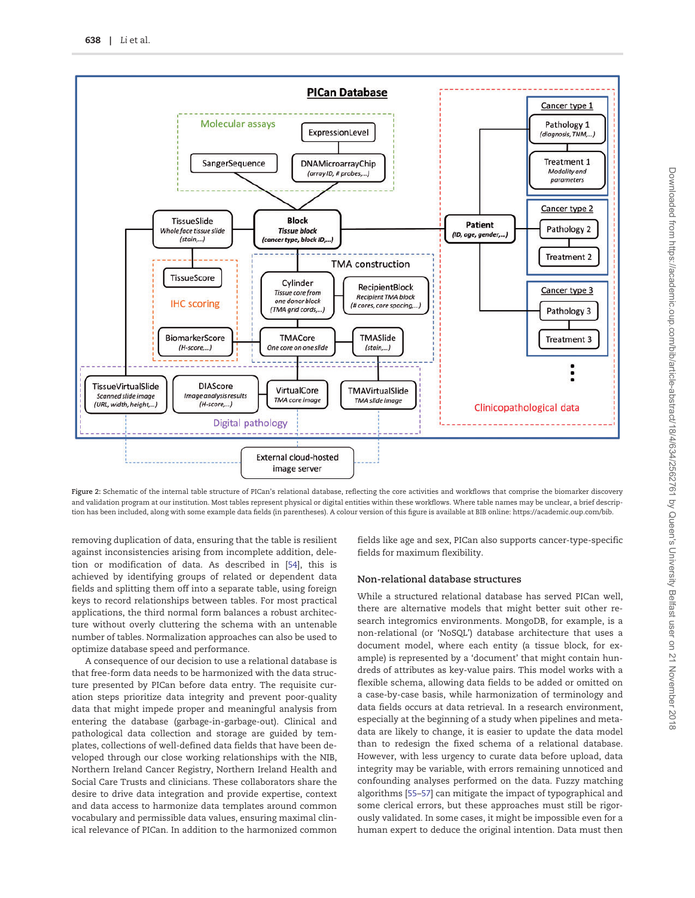Figure 2: Schematic of the internal table structure of PICan's relational database, reflecting the core activities and workflows that comprise the biomarker discovery and validation program at our institution. Most tables represent physical or digital entities within these workflows. Where table names may be unclear, a brief description has been included, along with some example data fields (in parentheses). A colour version of this figure is available at BIB online: https://academic.oup.com/bib.

removing duplication of data, ensuring that the table is resilient against inconsistencies arising from incomplete addition, deletion or modification of data. As described in [54], this is achieved by identifying groups of related or dependent data fields and splitting them off into a separate table, using foreign keys to record relationships between tables. For most practical applications, the third normal form balances a robust architecture without overly cluttering the schema with an untenable number of tables. Normalization approaches can also be used to optimize database speed and performance.

A consequence of our decision to use a relational database is that free-form data needs to be harmonized with the data structure presented by PICan before data entry. The requisite curation steps prioritize data integrity and prevent poor-quality data that might impede proper and meaningful analysis from entering the database (garbage-in-garbage-out). Clinical and pathological data collection and storage are guided by templates, collections of well-defined data fields that have been developed through our close working relationships with the NIB, Northern Ireland Cancer Registry, Northern Ireland Health and Social Care Trusts and clinicians. These collaborators share the desire to drive data integration and provide expertise, context and data access to harmonize data templates around common vocabulary and permissible data values, ensuring maximal clinical relevance of PICan. In addition to the harmonized common fields like age and sex, PICan also supports cancer-type-specific fields for maximum flexibility.

### Non-relational database structures

While a structured relational database has served PICan well, there are alternative models that might better suit other research integromics environments. MongoDB, for example, is a non-relational (or 'NoSQL') database architecture that uses a document model, where each entity (a tissue block, for example) is represented by a 'document' that might contain hundreds of attributes as key-value pairs. This model works with a flexible schema, allowing data fields to be added or omitted on a case-by-case basis, while harmonization of terminology and data fields occurs at data retrieval. In a research environment, especially at the beginning of a study when pipelines and metadata are likely to change, it is easier to update the data model than to redesign the fixed schema of a relational database. However, with less urgency to curate data before upload, data integrity may be variable, with errors remaining unnoticed and confounding analyses performed on the data. Fuzzy matching algorithms [55–57] can mitigate the impact of typographical and some clerical errors, but these approaches must still be rigorously validated. In some cases, it might be impossible even for a human expert to deduce the original intention. Data must then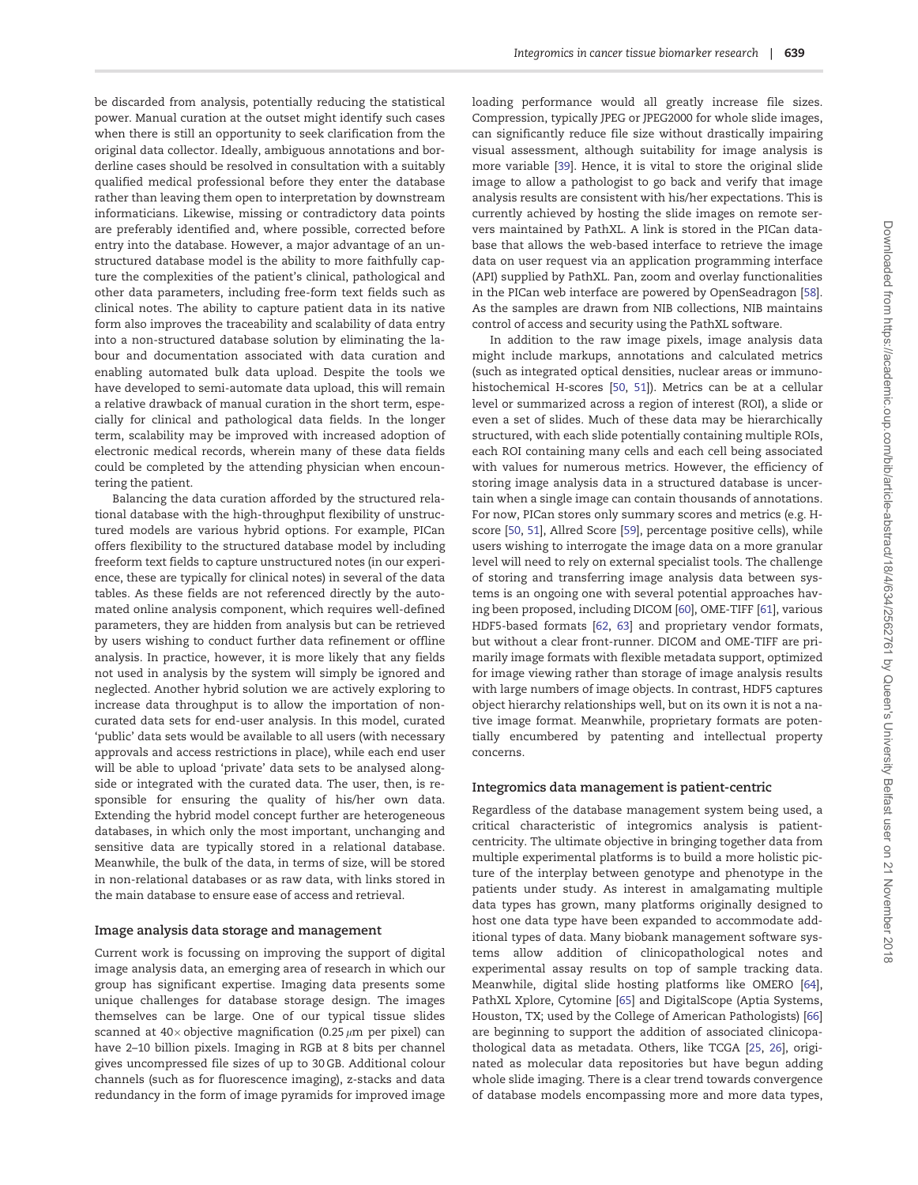be discarded from analysis, potentially reducing the statistical power. Manual curation at the outset might identify such cases when there is still an opportunity to seek clarification from the original data collector. Ideally, ambiguous annotations and borderline cases should be resolved in consultation with a suitably qualified medical professional before they enter the database rather than leaving them open to interpretation by downstream informaticians. Likewise, missing or contradictory data points are preferably identified and, where possible, corrected before entry into the database. However, a major advantage of an unstructured database model is the ability to more faithfully capture the complexities of the patient's clinical, pathological and other data parameters, including free-form text fields such as clinical notes. The ability to capture patient data in its native form also improves the traceability and scalability of data entry into a non-structured database solution by eliminating the labour and documentation associated with data curation and enabling automated bulk data upload. Despite the tools we have developed to semi-automate data upload, this will remain a relative drawback of manual curation in the short term, especially for clinical and pathological data fields. In the longer term, scalability may be improved with increased adoption of electronic medical records, wherein many of these data fields could be completed by the attending physician when encountering the patient.

Balancing the data curation afforded by the structured relational database with the high-throughput flexibility of unstructured models are various hybrid options. For example, PICan offers flexibility to the structured database model by including freeform text fields to capture unstructured notes (in our experience, these are typically for clinical notes) in several of the data tables. As these fields are not referenced directly by the automated online analysis component, which requires well-defined parameters, they are hidden from analysis but can be retrieved by users wishing to conduct further data refinement or offline analysis. In practice, however, it is more likely that any fields not used in analysis by the system will simply be ignored and neglected. Another hybrid solution we are actively exploring to increase data throughput is to allow the importation of non-curated data sets for end-user analysis. In this model, curated 'public' data sets would be available to all users (with necessary approvals and access restrictions in place), while each end user will be able to upload 'private' data sets to be analysed alongside or integrated with the curated data. The user, then, is responsible for ensuring the quality of his/her own data. Extending the hybrid model concept further are heterogeneous databases, in which only the most important, unchanging and sensitive data are typically stored in a relational database. Meanwhile, the bulk of the data, in terms of size, will be stored in non-relational databases or as raw data, with links stored in the main database to ensure ease of access and retrieval.

### Image analysis data storage and management

Current work is focussing on improving the support of digital image analysis data, an emerging area of research in which our group has significant expertise. Imaging data presents some unique challenges for database storage design. The images themselves can be large. One of our typical tissue slides scanned at 40× objective magnification (0.25 $\mu$m per pixel) can have 2–10 billion pixels. Imaging in RGB at 8 bits per channel gives uncompressed file sizes of up to 30 GB. Additional colour channels (such as for fluorescence imaging), z-stacks and data redundancy in the form of image pyramids for improved image loading performance would all greatly increase file sizes. Compression, typically JPEG or JPEG2000 for whole slide images, can significantly reduce file size without drastically impairing visual assessment, although suitability for image analysis is more variable [39]. Hence, it is vital to store the original slide image to allow a pathologist to go back and verify that image analysis results are consistent with his/her expectations. This is currently achieved by hosting the slide images on remote servers maintained by PathXL. A link is stored in the PICan database that allows the web-based interface to retrieve the image data on user request via an application programming interface (API) supplied by PathXL. Pan, zoom and overlay functionalities in the PICan web interface are powered by OpenSeadragon [58]. As the samples are drawn from NIB collections, NIB maintains control of access and security using the PathXL software.

In addition to the raw image pixels, image analysis data might include markups, annotations and calculated metrics (such as integrated optical densities, nuclear areas or immunohistochemical H-scores [50, 51]). Metrics can be at a cellular level or summarized across a region of interest (ROI), a slide or even a set of slides. Much of these data may be hierarchically structured, with each slide potentially containing multiple ROIs, each ROI containing many cells and each cell being associated with values for numerous metrics. However, the efficiency of storing image analysis data in a structured database is uncertain when a single image can contain thousands of annotations. For now, PICan stores only summary scores and metrics (e.g. H-score [50, 51], Allred Score [59], percentage positive cells), while users wishing to interrogate the image data on a more granular level will need to rely on external specialist tools. The challenge of storing and transferring image analysis data between systems is an ongoing one with several potential approaches having been proposed, including DICOM [60], OME-TIFF [61], various HDF5-based formats [62, 63] and proprietary vendor formats, but without a clear front-runner. DICOM and OME-TIFF are primarily image formats with flexible metadata support, optimized for image viewing rather than storage of image analysis results with large numbers of image objects. In contrast, HDF5 captures object hierarchy relationships well, but on its own it is not a native image format. Meanwhile, proprietary formats are potentially encumbered by patenting and intellectual property concerns.

### Integromics data management is patient-centric

Regardless of the database management system being used, a critical characteristic of integromics analysis is patient-centricity. The ultimate objective in bringing together data from multiple experimental platforms is to build a more holistic picture of the interplay between genotype and phenotype in the patients under study. As interest in amalgamating multiple data types has grown, many platforms originally designed to host one data type have been expanded to accommodate additional types of data. Many biobank management software systems allow addition of clinicopathological notes and experimental assay results on top of sample tracking data. Meanwhile, digital slide hosting platforms like OMERO [64], PathXL Xplore, Cytomine [65] and DigitalScope (Aptia Systems, Houston, TX; used by the College of American Pathologists) [66] are beginning to support the addition of associated clinicopathological data as metadata. Others, like TCGA [25, 26], originated as molecular data repositories but have begun adding whole slide imaging. There is a clear trend towards convergence of database models encompassing more and more data types,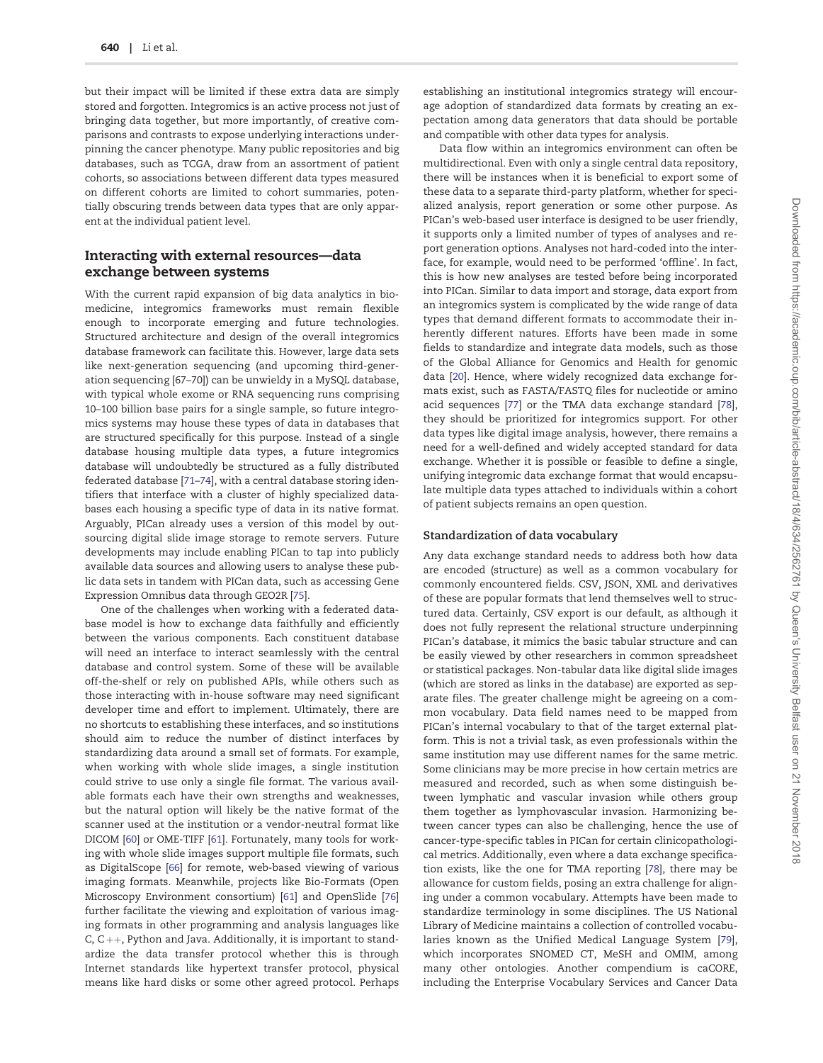but their impact will be limited if these extra data are simply stored and forgotten. Integromics is an active process not just of bringing data together, but more importantly, of creative comparisons and contrasts to expose underlying interactions underpinning the cancer phenotype. Many public repositories and big databases, such as TCGA, draw from an assortment of patient cohorts, so associations between different data types measured on different cohorts are limited to cohort summaries, potentially obscuring trends between data types that are only apparent at the individual patient level.

## Interacting with external resources—data exchange between systems

With the current rapid expansion of big data analytics in biomedicine, integromics frameworks must remain flexible enough to incorporate emerging and future technologies. Structured architecture and design of the overall integromics database framework can facilitate this. However, large data sets like next-generation sequencing (and upcoming third-generation sequencing [67–70]) can be unwieldy in a MySQL database, with typical whole exome or RNA sequencing runs comprising 10–100 billion base pairs for a single sample, so future integromics systems may house these types of data in databases that are structured specifically for this purpose. Instead of a single database housing multiple data types, a future integromics database will undoubtedly be structured as a fully distributed federated database [71–74], with a central database storing identifiers that interface with a cluster of highly specialized databases each housing a specific type of data in its native format. Arguably, PICan already uses a version of this model by outsourcing digital slide image storage to remote servers. Future developments may include enabling PICan to tap into publicly available data sources and allowing users to analyse these public data sets in tandem with PICan data, such as accessing Gene Expression Omnibus data through GEO2R [75].

One of the challenges when working with a federated database model is how to exchange data faithfully and efficiently between the various components. Each constituent database will need an interface to interact seamlessly with the central database and control system. Some of these will be available off-the-shelf or rely on published APIs, while others such as those interacting with in-house software may need significant developer time and effort to implement. Ultimately, there are no shortcuts to establishing these interfaces, and so institutions should aim to reduce the number of distinct interfaces by standardizing data around a small set of formats. For example, when working with whole slide images, a single institution could strive to use only a single file format. The various available formats each have their own strengths and weaknesses, but the natural option will likely be the native format of the scanner used at the institution or a vendor-neutral format like DICOM [60] or OME-TIFF [61]. Fortunately, many tools for working with whole slide images support multiple file formats, such as DigitalScope [66] for remote, web-based viewing of various imaging formats. Meanwhile, projects like Bio-Formats (Open Microscopy Environment consortium) [61] and OpenSlide [76] further facilitate the viewing and exploitation of various imaging formats in other programming and analysis languages like C, C++, Python and Java. Additionally, it is important to standardize the data transfer protocol whether this is through Internet standards like hypertext transfer protocol, physical means like hard disks or some other agreed protocol. Perhaps establishing an institutional integromics strategy will encourage adoption of standardized data formats by creating an expectation among data generators that data should be portable and compatible with other data types for analysis.

Data flow within an integromics environment can often be multidirectional. Even with only a single central data repository, there will be instances when it is beneficial to export some of these data to a separate third-party platform, whether for specialized analysis, report generation or some other purpose. As PICan's web-based user interface is designed to be user friendly, it supports only a limited number of types of analyses and report generation options. Analyses not hard-coded into the interface, for example, would need to be performed 'offline'. In fact, this is how new analyses are tested before being incorporated into PICan. Similar to data import and storage, data export from an integromics system is complicated by the wide range of data types that demand different formats to accommodate their inherently different natures. Efforts have been made in some fields to standardize and integrate data models, such as those of the Global Alliance for Genomics and Health for genomic data [20]. Hence, where widely recognized data exchange formats exist, such as FASTA/FASTQ files for nucleotide or amino acid sequences [77] or the TMA data exchange standard [78], they should be prioritized for integromics support. For other data types like digital image analysis, however, there remains a need for a well-defined and widely accepted standard for data exchange. Whether it is possible or feasible to define a single, unifying integromic data exchange format that would encapsulate multiple data types attached to individuals within a cohort of patient subjects remains an open question.

### Standardization of data vocabulary

Any data exchange standard needs to address both how data are encoded (structure) as well as a common vocabulary for commonly encountered fields. CSV, JSON, XML and derivatives of these are popular formats that lend themselves well to structured data. Certainly, CSV export is our default, as although it does not fully represent the relational structure underpinning PICan's database, it mimics the basic tabular structure and can be easily viewed by other researchers in common spreadsheet or statistical packages. Non-tabular data like digital slide images (which are stored as links in the database) are exported as separate files. The greater challenge might be agreeing on a common vocabulary. Data field names need to be mapped from PICan's internal vocabulary to that of the target external platform. This is not a trivial task, as even professionals within the same institution may use different names for the same metric. Some clinicians may be more precise in how certain metrics are measured and recorded, such as when some distinguish between lymphatic and vascular invasion while others group them together as lymphovascular invasion. Harmonizing between cancer types can also be challenging, hence the use of cancer-type-specific tables in PICan for certain clinicopathological metrics. Additionally, even where a data exchange specification exists, like the one for TMA reporting [78], there may be allowance for custom fields, posing an extra challenge for aligning under a common vocabulary. Attempts have been made to standardize terminology in some disciplines. The US National Library of Medicine maintains a collection of controlled vocabularies known as the Unified Medical Language System [79], which incorporates SNOMED CT, MeSH and OMIM, among many other ontologies. Another compendium is caCORE, including the Enterprise Vocabulary Services and Cancer Data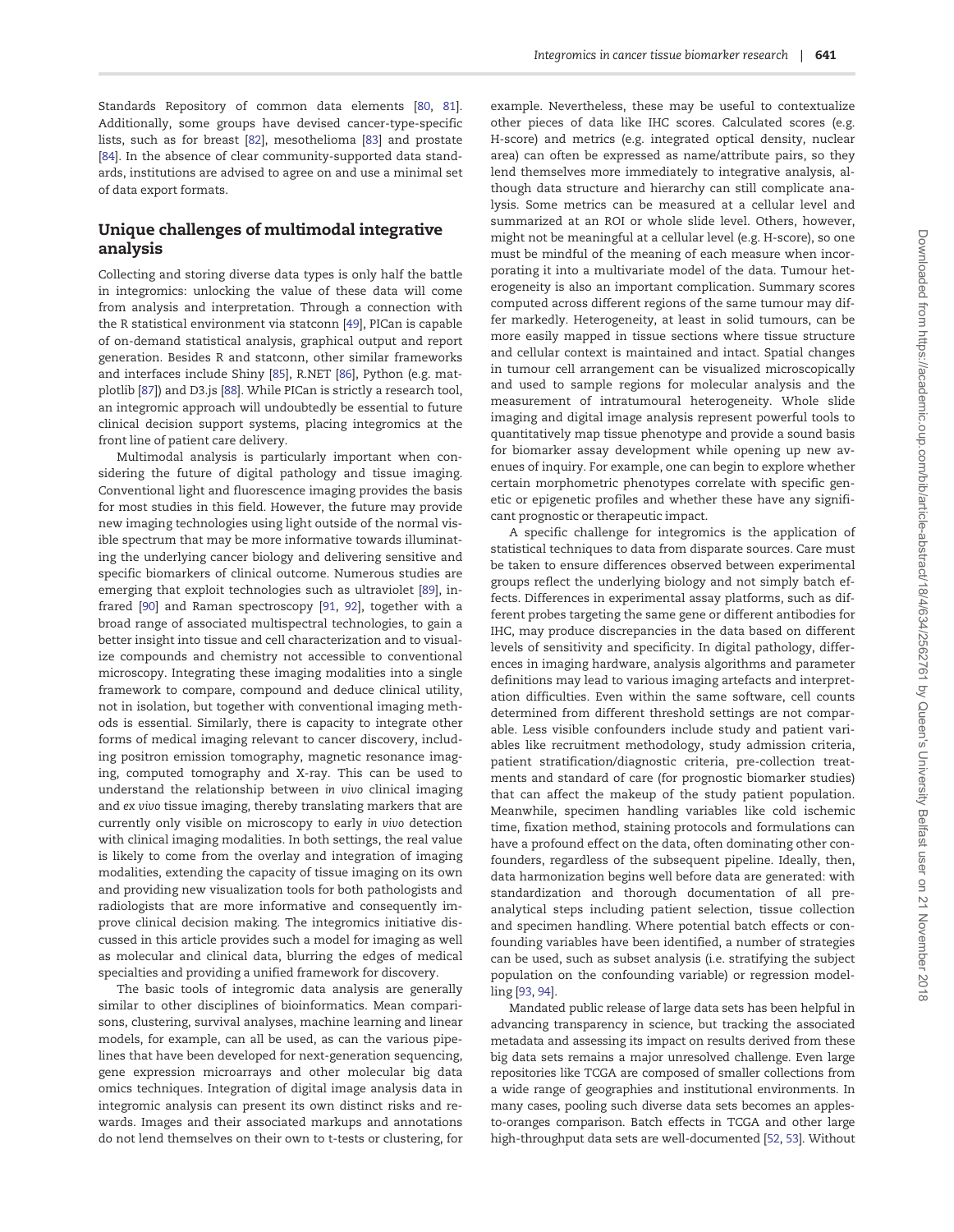Standards Repository of common data elements [80, 81]. Additionally, some groups have devised cancer-type-specific lists, such as for breast [82], mesothelioma [83] and prostate [84]. In the absence of clear community-supported data standards, institutions are advised to agree on and use a minimal set of data export formats.

## Unique challenges of multimodal integrative analysis

Collecting and storing diverse data types is only half the battle in integromics: unlocking the value of these data will come from analysis and interpretation. Through a connection with the R statistical environment via statconn [49], PICan is capable of on-demand statistical analysis, graphical output and report generation. Besides R and statconn, other similar frameworks and interfaces include Shiny [85], R.NET [86], Python (e.g. matplotlib [87]) and D3.js [88]. While PICan is strictly a research tool, an integromic approach will undoubtedly be essential to future clinical decision support systems, placing integromics at the front line of patient care delivery.

Multimodal analysis is particularly important when considering the future of digital pathology and tissue imaging. Conventional light and fluorescence imaging provides the basis for most studies in this field. However, the future may provide new imaging technologies using light outside of the normal visible spectrum that may be more informative towards illuminating the underlying cancer biology and delivering sensitive and specific biomarkers of clinical outcome. Numerous studies are emerging that exploit technologies such as ultraviolet [89], infrared [90] and Raman spectroscopy [91, 92], together with a broad range of associated multispectral technologies, to gain a better insight into tissue and cell characterization and to visualize compounds and chemistry not accessible to conventional microscopy. Integrating these imaging modalities into a single framework to compare, compound and deduce clinical utility, not in isolation, but together with conventional imaging methods is essential. Similarly, there is capacity to integrate other forms of medical imaging relevant to cancer discovery, including positron emission tomography, magnetic resonance imaging, computed tomography and X-ray. This can be used to understand the relationship between *in vivo* clinical imaging and *ex vivo* tissue imaging, thereby translating markers that are currently only visible on microscopy to early *in vivo* detection with clinical imaging modalities. In both settings, the real value is likely to come from the overlay and integration of imaging modalities, extending the capacity of tissue imaging on its own and providing new visualization tools for both pathologists and radiologists that are more informative and consequently improve clinical decision making. The integromics initiative discussed in this article provides such a model for imaging as well as molecular and clinical data, blurring the edges of medical specialties and providing a unified framework for discovery.

The basic tools of integromic data analysis are generally similar to other disciplines of bioinformatics. Mean comparisons, clustering, survival analyses, machine learning and linear models, for example, can all be used, as can the various pipelines that have been developed for next-generation sequencing, gene expression microarrays and other molecular big data omics techniques. Integration of digital image analysis data in integromic analysis can present its own distinct risks and rewards. Images and their associated markups and annotations do not lend themselves on their own to t-tests or clustering, for example. Nevertheless, these may be useful to contextualize other pieces of data like IHC scores. Calculated scores (e.g. H-score) and metrics (e.g. integrated optical density, nuclear area) can often be expressed as name/attribute pairs, so they lend themselves more immediately to integrative analysis, although data structure and hierarchy can still complicate analysis. Some metrics can be measured at a cellular level and summarized at an ROI or whole slide level. Others, however, might not be meaningful at a cellular level (e.g. H-score), so one must be mindful of the meaning of each measure when incorporating it into a multivariate model of the data. Tumour heterogeneity is also an important complication. Summary scores computed across different regions of the same tumour may differ markedly. Heterogeneity, at least in solid tumours, can be more easily mapped in tissue sections where tissue structure and cellular context is maintained and intact. Spatial changes in tumour cell arrangement can be visualized microscopically and used to sample regions for molecular analysis and the measurement of intratumoural heterogeneity. Whole slide imaging and digital image analysis represent powerful tools to quantitatively map tissue phenotype and provide a sound basis for biomarker assay development while opening up new avenues of inquiry. For example, one can begin to explore whether certain morphometric phenotypes correlate with specific genetic or epigenetic profiles and whether these have any significant prognostic or therapeutic impact.

A specific challenge for integromics is the application of statistical techniques to data from disparate sources. Care must be taken to ensure differences observed between experimental groups reflect the underlying biology and not simply batch effects. Differences in experimental assay platforms, such as different probes targeting the same gene or different antibodies for IHC, may produce discrepancies in the data based on different levels of sensitivity and specificity. In digital pathology, differences in imaging hardware, analysis algorithms and parameter definitions may lead to various imaging artefacts and interpretation difficulties. Even within the same software, cell counts determined from different threshold settings are not comparable. Less visible confounders include study and patient variables like recruitment methodology, study admission criteria, patient stratification/diagnostic criteria, pre-collection treatments and standard of care (for prognostic biomarker studies) that can affect the makeup of the study patient population. Meanwhile, specimen handling variables like cold ischemic time, fixation method, staining protocols and formulations can have a profound effect on the data, often dominating other confounders, regardless of the subsequent pipeline. Ideally, then, data harmonization begins well before data are generated: with standardization and thorough documentation of all pre-analytical steps including patient selection, tissue collection and specimen handling. Where potential batch effects or confounding variables have been identified, a number of strategies can be used, such as subset analysis (i.e. stratifying the subject population on the confounding variable) or regression modelling [93, 94].

Mandated public release of large data sets has been helpful in advancing transparency in science, but tracking the associated metadata and assessing its impact on results derived from these big data sets remains a major unresolved challenge. Even large repositories like TCGA are composed of smaller collections from a wide range of geographies and institutional environments. In many cases, pooling such diverse data sets becomes an apples-to-oranges comparison. Batch effects in TCGA and other large high-throughput data sets are well-documented [52, 53]. Without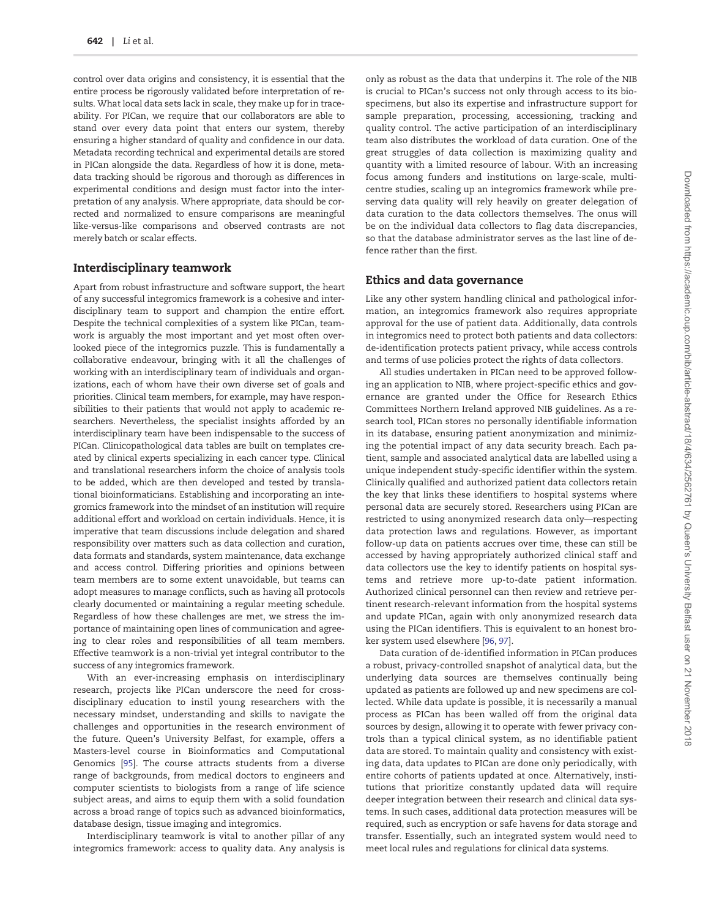control over data origins and consistency, it is essential that the entire process be rigorously validated before interpretation of results. What local data sets lack in scale, they make up for in traceability. For PICan, we require that our collaborators are able to stand over every data point that enters our system, thereby ensuring a higher standard of quality and confidence in our data. Metadata recording technical and experimental details are stored in PICan alongside the data. Regardless of how it is done, metadata tracking should be rigorous and thorough as differences in experimental conditions and design must factor into the interpretation of any analysis. Where appropriate, data should be corrected and normalized to ensure comparisons are meaningful like-versus-like comparisons and observed contrasts are not merely batch or scalar effects.

## Interdisciplinary teamwork

Apart from robust infrastructure and software support, the heart of any successful integromics framework is a cohesive and interdisciplinary team to support and champion the entire effort. Despite the technical complexities of a system like PICan, teamwork is arguably the most important and yet most often overlooked piece of the integromics puzzle. This is fundamentally a collaborative endeavour, bringing with it all the challenges of working with an interdisciplinary team of individuals and organizations, each of whom have their own diverse set of goals and priorities. Clinical team members, for example, may have responsibilities to their patients that would not apply to academic researchers. Nevertheless, the specialist insights afforded by an interdisciplinary team have been indispensable to the success of PICan. Clinicopathological data tables are built on templates created by clinical experts specializing in each cancer type. Clinical and translational researchers inform the choice of analysis tools to be added, which are then developed and tested by translational bioinformaticians. Establishing and incorporating an integromics framework into the mindset of an institution will require additional effort and workload on certain individuals. Hence, it is imperative that team discussions include delegation and shared responsibility over matters such as data collection and curation, data formats and standards, system maintenance, data exchange and access control. Differing priorities and opinions between team members are to some extent unavoidable, but teams can adopt measures to manage conflicts, such as having all protocols clearly documented or maintaining a regular meeting schedule. Regardless of how these challenges are met, we stress the importance of maintaining open lines of communication and agreeing to clear roles and responsibilities of all team members. Effective teamwork is a non-trivial yet integral contributor to the success of any integromics framework.

With an ever-increasing emphasis on interdisciplinary research, projects like PICan underscore the need for cross-disciplinary education to instil young researchers with the necessary mindset, understanding and skills to navigate the challenges and opportunities in the research environment of the future. Queen's University Belfast, for example, offers a Masters-level course in Bioinformatics and Computational Genomics [95]. The course attracts students from a diverse range of backgrounds, from medical doctors to engineers and computer scientists to biologists from a range of life science subject areas, and aims to equip them with a solid foundation across a broad range of topics such as advanced bioinformatics, database design, tissue imaging and integromics.

Interdisciplinary teamwork is vital to another pillar of any integromics framework: access to quality data. Any analysis is only as robust as the data that underpins it. The role of the NIB is crucial to PICan's success not only through access to its biospecimens, but also its expertise and infrastructure support for sample preparation, processing, accessioning, tracking and quality control. The active participation of an interdisciplinary team also distributes the workload of data curation. One of the great struggles of data collection is maximizing quality and quantity with a limited resource of labour. With an increasing focus among funders and institutions on large-scale, multi-centre studies, scaling up an integromics framework while preserving data quality will rely heavily on greater delegation of data curation to the data collectors themselves. The onus will be on the individual data collectors to flag data discrepancies, so that the database administrator serves as the last line of defence rather than the first.

## Ethics and data governance

Like any other system handling clinical and pathological information, an integromics framework also requires appropriate approval for the use of patient data. Additionally, data controls in integromics need to protect both patients and data collectors: de-identification protects patient privacy, while access controls and terms of use policies protect the rights of data collectors.

All studies undertaken in PICan need to be approved following an application to NIB, where project-specific ethics and governance are granted under the Office for Research Ethics Committees Northern Ireland approved NIB guidelines. As a research tool, PICan stores no personally identifiable information in its database, ensuring patient anonymization and minimizing the potential impact of any data security breach. Each patient, sample and associated analytical data are labelled using a unique independent study-specific identifier within the system. Clinically qualified and authorized patient data collectors retain the key that links these identifiers to hospital systems where personal data are securely stored. Researchers using PICan are restricted to using anonymized research data only—respecting data protection laws and regulations. However, as important follow-up data on patients accrues over time, these can still be accessed by having appropriately authorized clinical staff and data collectors use the key to identify patients on hospital systems and retrieve more up-to-date patient information. Authorized clinical personnel can then review and retrieve pertinent research-relevant information from the hospital systems and update PICan, again with only anonymized research data using the PICan identifiers. This is equivalent to an honest broker system used elsewhere [96, 97].

Data curation of de-identified information in PICan produces a robust, privacy-controlled snapshot of analytical data, but the underlying data sources are themselves continually being updated as patients are followed up and new specimens are collected. While data update is possible, it is necessarily a manual process as PICan has been walled off from the original data sources by design, allowing it to operate with fewer privacy controls than a typical clinical system, as no identifiable patient data are stored. To maintain quality and consistency with existing data, data updates to PICan are done only periodically, with entire cohorts of patients updated at once. Alternatively, institutions that prioritize constantly updated data will require deeper integration between their research and clinical data systems. In such cases, additional data protection measures will be required, such as encryption or safe havens for data storage and transfer. Essentially, such an integrated system would need to meet local rules and regulations for clinical data systems.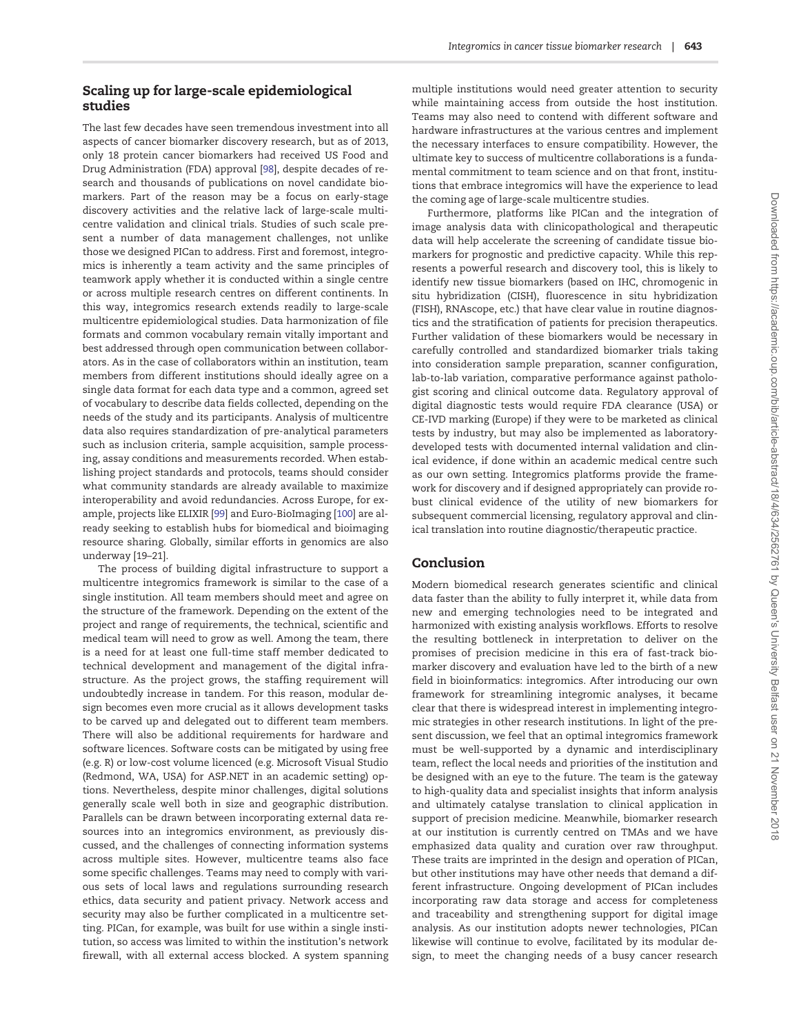## Scaling up for large-scale epidemiological studies

The last few decades have seen tremendous investment into all aspects of cancer biomarker discovery research, but as of 2013, only 18 protein cancer biomarkers had received US Food and Drug Administration (FDA) approval [98], despite decades of research and thousands of publications on novel candidate biomarkers. Part of the reason may be a focus on early-stage discovery activities and the relative lack of large-scale multicentre validation and clinical trials. Studies of such scale present a number of data management challenges, not unlike those we designed PICan to address. First and foremost, integromics is inherently a team activity and the same principles of teamwork apply whether it is conducted within a single centre or across multiple research centres on different continents. In this way, integromics research extends readily to large-scale multicentre epidemiological studies. Data harmonization of file formats and common vocabulary remain vitally important and best addressed through open communication between collaborators. As in the case of collaborators within an institution, team members from different institutions should ideally agree on a single data format for each data type and a common, agreed set of vocabulary to describe data fields collected, depending on the needs of the study and its participants. Analysis of multicentre data also requires standardization of pre-analytical parameters such as inclusion criteria, sample acquisition, sample processing, assay conditions and measurements recorded. When establishing project standards and protocols, teams should consider what community standards are already available to maximize interoperability and avoid redundancies. Across Europe, for example, projects like ELIXIR [99] and Euro-BioImaging [100] are already seeking to establish hubs for biomedical and bioimaging resource sharing. Globally, similar efforts in genomics are also underway [19–21].

The process of building digital infrastructure to support a multicentre integromics framework is similar to the case of a single institution. All team members should meet and agree on the structure of the framework. Depending on the extent of the project and range of requirements, the technical, scientific and medical team will need to grow as well. Among the team, there is a need for at least one full-time staff member dedicated to technical development and management of the digital infrastructure. As the project grows, the staffing requirement will undoubtedly increase in tandem. For this reason, modular design becomes even more crucial as it allows development tasks to be carved up and delegated out to different team members. There will also be additional requirements for hardware and software licences. Software costs can be mitigated by using free (e.g. R) or low-cost volume licenced (e.g. Microsoft Visual Studio (Redmond, WA, USA) for ASP.NET in an academic setting) options. Nevertheless, despite minor challenges, digital solutions generally scale well both in size and geographic distribution. Parallels can be drawn between incorporating external data resources into an integromics environment, as previously discussed, and the challenges of connecting information systems across multiple sites. However, multicentre teams also face some specific challenges. Teams may need to comply with various sets of local laws and regulations surrounding research ethics, data security and patient privacy. Network access and security may also be further complicated in a multicentre setting. PICan, for example, was built for use within a single institution, so access was limited to within the institution's network firewall, with all external access blocked. A system spanning multiple institutions would need greater attention to security while maintaining access from outside the host institution. Teams may also need to contend with different software and hardware infrastructures at the various centres and implement the necessary interfaces to ensure compatibility. However, the ultimate key to success of multicentre collaborations is a fundamental commitment to team science and on that front, institutions that embrace integromics will have the experience to lead the coming age of large-scale multicentre studies.

Furthermore, platforms like PICan and the integration of image analysis data with clinicopathological and therapeutic data will help accelerate the screening of candidate tissue biomarkers for prognostic and predictive capacity. While this represents a powerful research and discovery tool, this is likely to identify new tissue biomarkers (based on IHC, chromogenic in situ hybridization (CISH), fluorescence in situ hybridization (FISH), RNAscope, etc.) that have clear value in routine diagnostics and the stratification of patients for precision therapeutics. Further validation of these biomarkers would be necessary in carefully controlled and standardized biomarker trials taking into consideration sample preparation, scanner configuration, lab-to-lab variation, comparative performance against pathologist scoring and clinical outcome data. Regulatory approval of digital diagnostic tests would require FDA clearance (USA) or CE-IVD marking (Europe) if they were to be marketed as clinical tests by industry, but may also be implemented as laboratory-developed tests with documented internal validation and clinical evidence, if done within an academic medical centre such as our own setting. Integromics platforms provide the framework for discovery and if designed appropriately can provide robust clinical evidence of the utility of new biomarkers for subsequent commercial licensing, regulatory approval and clinical translation into routine diagnostic/therapeutic practice.

## Conclusion

Modern biomedical research generates scientific and clinical data faster than the ability to fully interpret it, while data from new and emerging technologies need to be integrated and harmonized with existing analysis workflows. Efforts to resolve the resulting bottleneck in interpretation to deliver on the promises of precision medicine in this era of fast-track biomarker discovery and evaluation have led to the birth of a new field in bioinformatics: integromics. After introducing our own framework for streamlining integromic analyses, it became clear that there is widespread interest in implementing integromic strategies in other research institutions. In light of the present discussion, we feel that an optimal integromics framework must be well-supported by a dynamic and interdisciplinary team, reflect the local needs and priorities of the institution and be designed with an eye to the future. The team is the gateway to high-quality data and specialist insights that inform analysis and ultimately catalyse translation to clinical application in support of precision medicine. Meanwhile, biomarker research at our institution is currently centred on TMAs and we have emphasized data quality and curation over raw throughput. These traits are imprinted in the design and operation of PICan, but other institutions may have other needs that demand a different infrastructure. Ongoing development of PICan includes incorporating raw data storage and access for completeness and traceability and strengthening support for digital image analysis. As our institution adopts newer technologies, PICan likewise will continue to evolve, facilitated by its modular design, to meet the changing needs of a busy cancer research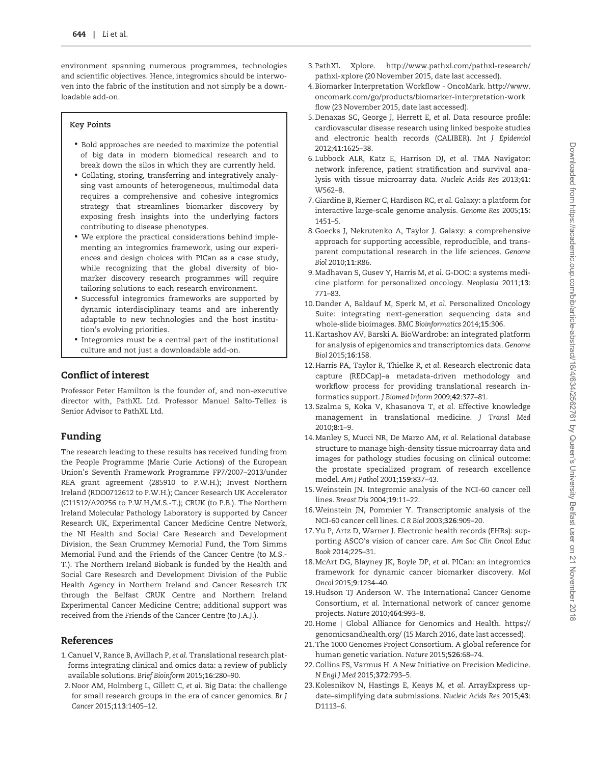environment spanning numerous programmes, technologies and scientific objectives. Hence, integromics should be interwoven into the fabric of the institution and not simply be a downloadable add-on.

> **Key Points**
>
> - Bold approaches are needed to maximize the potential of big data in modern biomedical research and to break down the silos in which they are currently held.
> - Collating, storing, transferring and integratively analysing vast amounts of heterogeneous, multimodal data requires a comprehensive and cohesive integromics strategy that streamlines biomarker discovery by exposing fresh insights into the underlying factors contributing to disease phenotypes.
> - We explore the practical considerations behind implementing an integromics framework, using our experiences and design choices with PICan as a case study, while recognizing that the global diversity of biomarker discovery research programmes will require tailoring solutions to each research environment.
> - Successful integromics frameworks are supported by dynamic interdisciplinary teams and are inherently adaptable to new technologies and the host institution's evolving priorities.
> - Integromics must be a central part of the institutional culture and not just a downloadable add-on.

## Conflict of interest

Professor Peter Hamilton is the founder of, and non-executive director with, PathXL Ltd. Professor Manuel Salto-Tellez is Senior Advisor to PathXL Ltd.

## Funding

The research leading to these results has received funding from the People Programme (Marie Curie Actions) of the European Union's Seventh Framework Programme FP7/2007–2013/under REA grant agreement (285910 to P.W.H.); Invest Northern Ireland (RDO0712612 to P.W.H.); Cancer Research UK Accelerator (C11512/A20256 to P.W.H./M.S.-T.); CRUK (to P.B.). The Northern Ireland Molecular Pathology Laboratory is supported by Cancer Research UK, Experimental Cancer Medicine Centre Network, the NI Health and Social Care Research and Development Division, the Sean Crummey Memorial Fund, the Tom Simms Memorial Fund and the Friends of the Cancer Centre (to M.S.-T.). The Northern Ireland Biobank is funded by the Health and Social Care Research and Development Division of the Public Health Agency in Northern Ireland and Cancer Research UK through the Belfast CRUK Centre and Northern Ireland Experimental Cancer Medicine Centre; additional support was received from the Friends of the Cancer Centre (to J.A.J.).

## References

1. Canuel V, Rance B, Avillach P, *et al.* Translational research platforms integrating clinical and omics data: a review of publicly available solutions. *Brief Bioinform* 2015;**16**:280–90.
2. Noor AM, Holmberg L, Gillett C, *et al.* Big Data: the challenge for small research groups in the era of cancer genomics. *Br J Cancer* 2015;**113**:1405–12.
3. PathXL Xplore. http://www.pathxl.com/pathxl-research/pathxl-xplore (20 November 2015, date last accessed).
4. Biomarker Interpretation Workflow - OncoMark. http://www.oncomark.com/go/products/biomarker-interpretation-work flow (23 November 2015, date last accessed).
5. Denaxas SC, George J, Herrett E, *et al.* Data resource profile: cardiovascular disease research using linked bespoke studies and electronic health records (CALIBER). *Int J Epidemiol* 2012;**41**:1625–38.
6. Lubbock ALR, Katz E, Harrison DJ, *et al.* TMA Navigator: network inference, patient stratification and survival analysis with tissue microarray data. *Nucleic Acids Res* 2013;**41**: W562–8.
7. Giardine B, Riemer C, Hardison RC, *et al.* Galaxy: a platform for interactive large-scale genome analysis. *Genome Res* 2005;**15**: 1451–5.
8. Goecks J, Nekrutenko A, Taylor J. Galaxy: a comprehensive approach for supporting accessible, reproducible, and transparent computational research in the life sciences. *Genome Biol* 2010;**11**:R86.
9. Madhavan S, Gusev Y, Harris M, *et al.* G-DOC: a systems medicine platform for personalized oncology. *Neoplasia* 2011;**13**: 771–83.
10. Dander A, Baldauf M, Sperk M, *et al.* Personalized Oncology Suite: integrating next-generation sequencing data and whole-slide bioimages. *BMC Bioinformatics* 2014;**15**:306.
11. Kartashov AV, Barski A. BioWardrobe: an integrated platform for analysis of epigenomics and transcriptomics data. *Genome Biol* 2015;**16**:158.
12. Harris PA, Taylor R, Thielke R, *et al.* Research electronic data capture (REDCap)–a metadata-driven methodology and workflow process for providing translational research informatics support. *J Biomed Inform* 2009;**42**:377–81.
13. Szalma S, Koka V, Khasanova T, *et al.* Effective knowledge management in translational medicine. *J Transl Med* 2010;**8**:1–9.
14. Manley S, Mucci NR, De Marzo AM, *et al.* Relational database structure to manage high-density tissue microarray data and images for pathology studies focusing on clinical outcome: the prostate specialized program of research excellence model. *Am J Pathol* 2001;**159**:837–43.
15. Weinstein JN. Integromic analysis of the NCI-60 cancer cell lines. *Breast Dis* 2004;**19**:11–22.
16. Weinstein JN, Pommier Y. Transcriptomic analysis of the NCI-60 cancer cell lines. *C R Biol* 2003;**326**:909–20.
17. Yu P, Artz D, Warner J. Electronic health records (EHRs): supporting ASCO's vision of cancer care. *Am Soc Clin Oncol Educ Book* 2014;225–31.
18. McArt DG, Blayney JK, Boyle DP, *et al.* PICan: an integromics framework for dynamic cancer biomarker discovery. *Mol Oncol* 2015;**9**:1234–40.
19. Hudson TJ Anderson W. The International Cancer Genome Consortium, *et al.* International network of cancer genome projects. *Nature* 2010;**464**:993–8.
20. Home | Global Alliance for Genomics and Health. https://genomicsandhealth.org/ (15 March 2016, date last accessed).
21. The 1000 Genomes Project Consortium. A global reference for human genetic variation. *Nature* 2015;**526**:68–74.
22. Collins FS, Varmus H. A New Initiative on Precision Medicine. *N Engl J Med* 2015;**372**:793–5.
23. Kolesnikov N, Hastings E, Keays M, *et al.* ArrayExpress update–simplifying data submissions. *Nucleic Acids Res* 2015;**43**: D1113–6.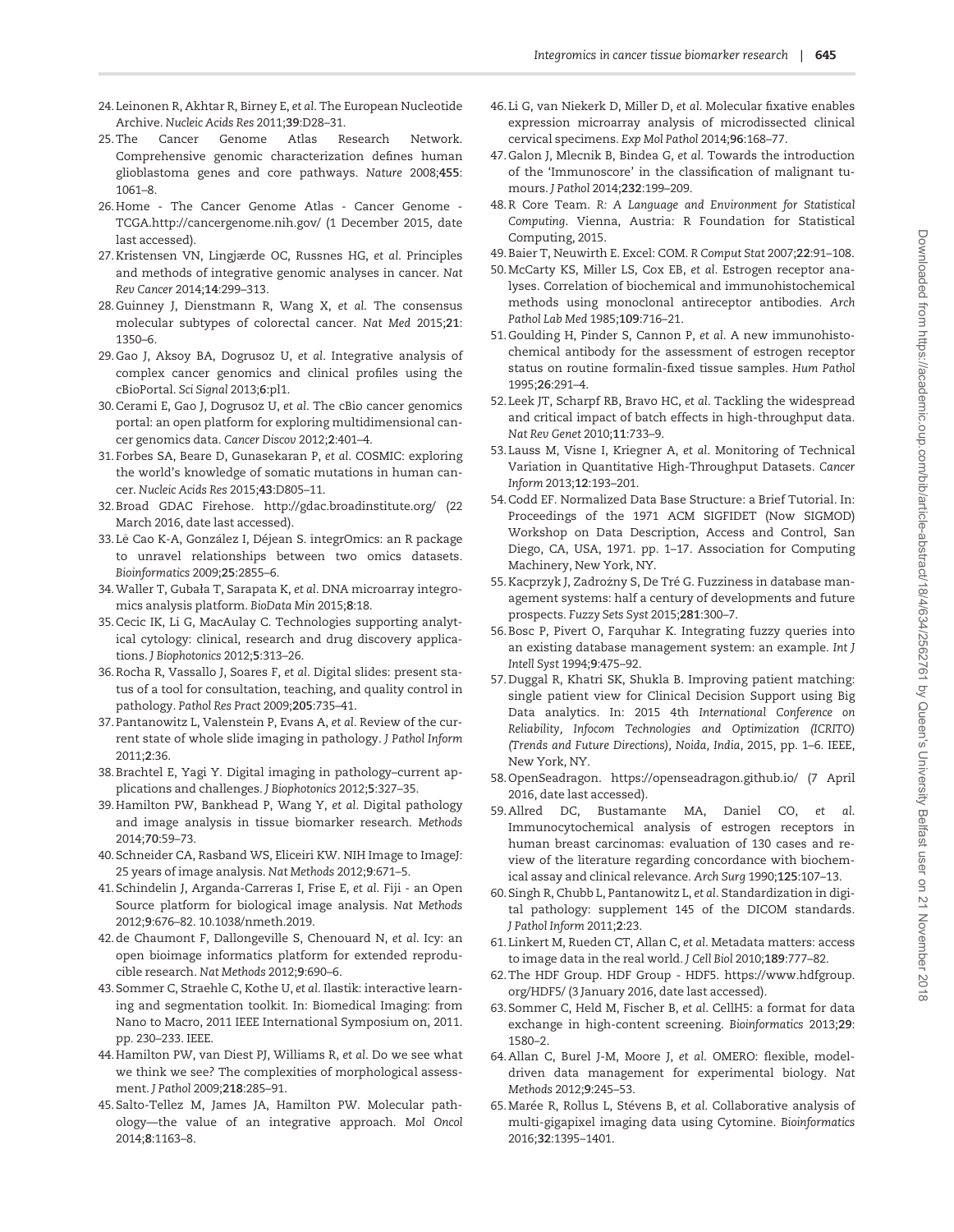24. Leinonen R, Akhtar R, Birney E, *et al.* The European Nucleotide Archive. *Nucleic Acids Res* 2011;**39**:D28–31.
25. The Cancer Genome Atlas Research Network. Comprehensive genomic characterization defines human glioblastoma genes and core pathways. *Nature* 2008;**455**: 1061–8.
26. Home - The Cancer Genome Atlas - Cancer Genome - TCGA.http://cancergenome.nih.gov/ (1 December 2015, date last accessed).
27. Kristensen VN, Lingjærde OC, Russnes HG, *et al.* Principles and methods of integrative genomic analyses in cancer. *Nat Rev Cancer* 2014;**14**:299–313.
28. Guinney J, Dienstmann R, Wang X, *et al.* The consensus molecular subtypes of colorectal cancer. *Nat Med* 2015;**21**: 1350–6.
29. Gao J, Aksoy BA, Dogrusoz U, *et al.* Integrative analysis of complex cancer genomics and clinical profiles using the cBioPortal. *Sci Signal* 2013;**6**:pl1.
30. Cerami E, Gao J, Dogrusoz U, *et al.* The cBio cancer genomics portal: an open platform for exploring multidimensional cancer genomics data. *Cancer Discov* 2012;**2**:401–4.
31. Forbes SA, Beare D, Gunasekaran P, *et al.* COSMIC: exploring the world's knowledge of somatic mutations in human cancer. *Nucleic Acids Res* 2015;**43**:D805–11.
32. Broad GDAC Firehose. http://gdac.broadinstitute.org/ (22 March 2016, date last accessed).
33. Lê Cao K-A, González I, Déjean S. integrOmics: an R package to unravel relationships between two omics datasets. *Bioinformatics* 2009;**25**:2855–6.
34. Waller T, Gubała T, Sarapata K, *et al.* DNA microarray integromics analysis platform. *BioData Min* 2015;**8**:18.
35. Cecic IK, Li G, MacAulay C. Technologies supporting analytical cytology: clinical, research and drug discovery applications. *J Biophotonics* 2012;**5**:313–26.
36. Rocha R, Vassallo J, Soares F, *et al.* Digital slides: present status of a tool for consultation, teaching, and quality control in pathology. *Pathol Res Pract* 2009;**205**:735–41.
37. Pantanowitz L, Valenstein P, Evans A, *et al.* Review of the current state of whole slide imaging in pathology. *J Pathol Inform* 2011;**2**:36.
38. Brachtel E, Yagi Y. Digital imaging in pathology–current applications and challenges. *J Biophotonics* 2012;**5**:327–35.
39. Hamilton PW, Bankhead P, Wang Y, *et al.* Digital pathology and image analysis in tissue biomarker research. *Methods* 2014;**70**:59–73.
40. Schneider CA, Rasband WS, Eliceiri KW. NIH Image to ImageJ: 25 years of image analysis. *Nat Methods* 2012;**9**:671–5.
41. Schindelin J, Arganda-Carreras I, Frise E, *et al.* Fiji - an Open Source platform for biological image analysis. *Nat Methods* 2012;**9**:676–82. 10.1038/nmeth.2019.
42. de Chaumont F, Dallongeville S, Chenouard N, *et al.* Icy: an open bioimage informatics platform for extended reproducible research. *Nat Methods* 2012;**9**:690–6.
43. Sommer C, Straehle C, Kothe U, *et al.* Ilastik: interactive learning and segmentation toolkit. In: Biomedical Imaging: from Nano to Macro, 2011 IEEE International Symposium on, 2011. pp. 230–233. IEEE.
44. Hamilton PW, van Diest PJ, Williams R, *et al.* Do we see what we think we see? The complexities of morphological assessment. *J Pathol* 2009;**218**:285–91.
45. Salto-Tellez M, James JA, Hamilton PW. Molecular pathology—the value of an integrative approach. *Mol Oncol* 2014;**8**:1163–8.
46. Li G, van Niekerk D, Miller D, *et al.* Molecular fixative enables expression microarray analysis of microdissected clinical cervical specimens. *Exp Mol Pathol* 2014;**96**:168–77.
47. Galon J, Mlecnik B, Bindea G, *et al.* Towards the introduction of the 'Immunoscore' in the classification of malignant tumours. *J Pathol* 2014;**232**:199–209.
48. R Core Team. *R: A Language and Environment for Statistical Computing*. Vienna, Austria: R Foundation for Statistical Computing, 2015.
49. Baier T, Neuwirth E. Excel: COM. *R Comput Stat* 2007;**22**:91–108.
50. McCarty KS, Miller LS, Cox EB, *et al.* Estrogen receptor analyses. Correlation of biochemical and immunohistochemical methods using monoclonal antireceptor antibodies. *Arch Pathol Lab Med* 1985;**109**:716–21.
51. Goulding H, Pinder S, Cannon P, *et al.* A new immunohistochemical antibody for the assessment of estrogen receptor status on routine formalin-fixed tissue samples. *Hum Pathol* 1995;**26**:291–4.
52. Leek JT, Scharpf RB, Bravo HC, *et al.* Tackling the widespread and critical impact of batch effects in high-throughput data. *Nat Rev Genet* 2010;**11**:733–9.
53. Lauss M, Visne I, Kriegner A, *et al.* Monitoring of Technical Variation in Quantitative High-Throughput Datasets. *Cancer Inform* 2013;**12**:193–201.
54. Codd EF. Normalized Data Base Structure: a Brief Tutorial. In: Proceedings of the 1971 ACM SIGFIDET (Now SIGMOD) Workshop on Data Description, Access and Control, San Diego, CA, USA, 1971. pp. 1–17. Association for Computing Machinery, New York, NY.
55. Kacprzyk J, Zadrożny S, De Tré G. Fuzziness in database management systems: half a century of developments and future prospects. *Fuzzy Sets Syst* 2015;**281**:300–7.
56. Bosc P, Pivert O, Farquhar K. Integrating fuzzy queries into an existing database management system: an example. *Int J Intell Syst* 1994;**9**:475–92.
57. Duggal R, Khatri SK, Shukla B. Improving patient matching: single patient view for Clinical Decision Support using Big Data analytics. In: 2015 4th *International Conference on Reliability, Infocom Technologies and Optimization (ICRITO) (Trends and Future Directions), Noida, India*, 2015, pp. 1–6. IEEE, New York, NY.
58. OpenSeadragon. https://openseadragon.github.io/ (7 April 2016, date last accessed).
59. Allred DC, Bustamante MA, Daniel CO, *et al.* Immunocytochemical analysis of estrogen receptors in human breast carcinomas: evaluation of 130 cases and review of the literature regarding concordance with biochemical assay and clinical relevance. *Arch Surg* 1990;**125**:107–13.
60. Singh R, Chubb L, Pantanowitz L, *et al.* Standardization in digital pathology: supplement 145 of the DICOM standards. *J Pathol Inform* 2011;**2**:23.
61. Linkert M, Rueden CT, Allan C, *et al.* Metadata matters: access to image data in the real world. *J Cell Biol* 2010;**189**:777–82.
62. The HDF Group. HDF Group - HDF5. https://www.hdfgroup.org/HDF5/ (3 January 2016, date last accessed).
63. Sommer C, Held M, Fischer B, *et al.* CellH5: a format for data exchange in high-content screening. *Bioinformatics* 2013;**29**: 1580–2.
64. Allan C, Burel J-M, Moore J, *et al.* OMERO: flexible, model-driven data management for experimental biology. *Nat Methods* 2012;**9**:245–53.
65. Marée R, Rollus L, Stévens B, *et al.* Collaborative analysis of multi-gigapixel imaging data using Cytomine. *Bioinformatics* 2016;**32**:1395–1401.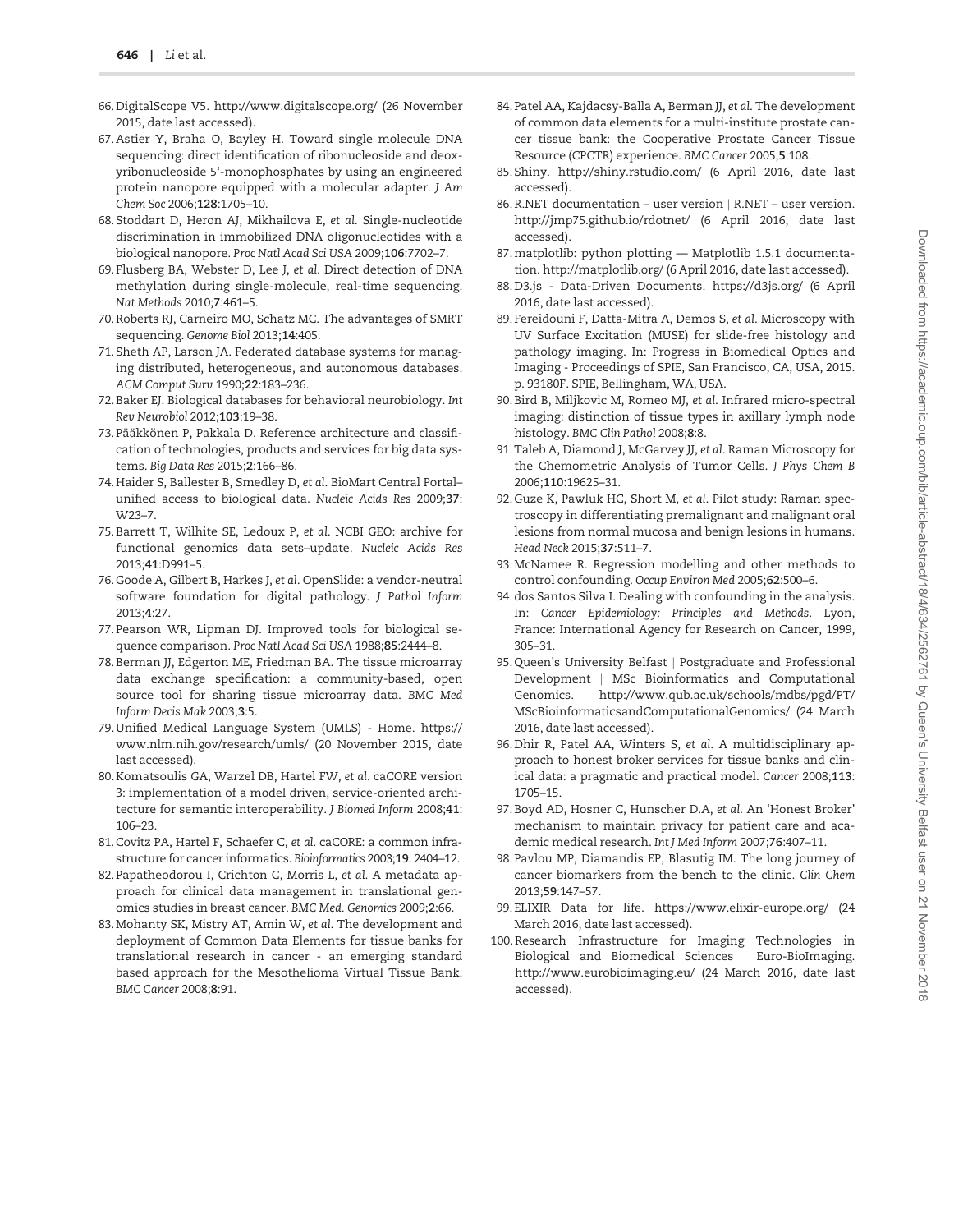66. DigitalScope V5. http://www.digitalscope.org/ (26 November 2015, date last accessed).
67. Astier Y, Braha O, Bayley H. Toward single molecule DNA sequencing: direct identification of ribonucleoside and deoxyribonucleoside 5'-monophosphates by using an engineered protein nanopore equipped with a molecular adapter. *J Am Chem Soc* 2006;**128**:1705–10.
68. Stoddart D, Heron AJ, Mikhailova E, *et al.* Single-nucleotide discrimination in immobilized DNA oligonucleotides with a biological nanopore. *Proc Natl Acad Sci USA* 2009;**106**:7702–7.
69. Flusberg BA, Webster D, Lee J, *et al.* Direct detection of DNA methylation during single-molecule, real-time sequencing. *Nat Methods* 2010;**7**:461–5.
70. Roberts RJ, Carneiro MO, Schatz MC. The advantages of SMRT sequencing. *Genome Biol* 2013;**14**:405.
71. Sheth AP, Larson JA. Federated database systems for managing distributed, heterogeneous, and autonomous databases. *ACM Comput Surv* 1990;**22**:183–236.
72. Baker EJ. Biological databases for behavioral neurobiology. *Int Rev Neurobiol* 2012;**103**:19–38.
73. Pääkkönen P, Pakkala D. Reference architecture and classification of technologies, products and services for big data systems. *Big Data Res* 2015;**2**:166–86.
74. Haider S, Ballester B, Smedley D, *et al.* BioMart Central Portal–unified access to biological data. *Nucleic Acids Res* 2009;**37**: W23–7.
75. Barrett T, Wilhite SE, Ledoux P, *et al.* NCBI GEO: archive for functional genomics data sets–update. *Nucleic Acids Res* 2013;**41**:D991–5.
76. Goode A, Gilbert B, Harkes J, *et al.* OpenSlide: a vendor-neutral software foundation for digital pathology. *J Pathol Inform* 2013;**4**:27.
77. Pearson WR, Lipman DJ. Improved tools for biological sequence comparison. *Proc Natl Acad Sci USA* 1988;**85**:2444–8.
78. Berman JJ, Edgerton ME, Friedman BA. The tissue microarray data exchange specification: a community-based, open source tool for sharing tissue microarray data. *BMC Med Inform Decis Mak* 2003;**3**:5.
79. Unified Medical Language System (UMLS) - Home. https://www.nlm.nih.gov/research/umls/ (20 November 2015, date last accessed).
80. Komatsoulis GA, Warzel DB, Hartel FW, *et al.* caCORE version 3: implementation of a model driven, service-oriented architecture for semantic interoperability. *J Biomed Inform* 2008;**41**: 106–23.
81. Covitz PA, Hartel F, Schaefer C, *et al.* caCORE: a common infrastructure for cancer informatics. *Bioinformatics* 2003;**19**: 2404–12.
82. Papatheodorou I, Crichton C, Morris L, *et al.* A metadata approach for clinical data management in translational genomics studies in breast cancer. *BMC Med. Genomics* 2009;**2**:66.
83. Mohanty SK, Mistry AT, Amin W, *et al.* The development and deployment of Common Data Elements for tissue banks for translational research in cancer - an emerging standard based approach for the Mesothelioma Virtual Tissue Bank. *BMC Cancer* 2008;**8**:91.
84. Patel AA, Kajdacsy-Balla A, Berman JJ, *et al.* The development of common data elements for a multi-institute prostate cancer tissue bank: the Cooperative Prostate Cancer Tissue Resource (CPCTR) experience. *BMC Cancer* 2005;**5**:108.
85. Shiny. http://shiny.rstudio.com/ (6 April 2016, date last accessed).
86. R.NET documentation – user version | R.NET – user version. http://jmp75.github.io/rdotnet/ (6 April 2016, date last accessed).
87. matplotlib: python plotting — Matplotlib 1.5.1 documentation. http://matplotlib.org/ (6 April 2016, date last accessed).
88. D3.js - Data-Driven Documents. https://d3js.org/ (6 April 2016, date last accessed).
89. Fereidouni F, Datta-Mitra A, Demos S, *et al.* Microscopy with UV Surface Excitation (MUSE) for slide-free histology and pathology imaging. In: Progress in Biomedical Optics and Imaging - Proceedings of SPIE, San Francisco, CA, USA, 2015. p. 93180F. SPIE, Bellingham, WA, USA.
90. Bird B, Miljkovic M, Romeo MJ, *et al.* Infrared micro-spectral imaging: distinction of tissue types in axillary lymph node histology. *BMC Clin Pathol* 2008;**8**:8.
91. Taleb A, Diamond J, McGarvey JJ, *et al.* Raman Microscopy for the Chemometric Analysis of Tumor Cells. *J Phys Chem B* 2006;**110**:19625–31.
92. Guze K, Pawluk HC, Short M, *et al.* Pilot study: Raman spectroscopy in differentiating premalignant and malignant oral lesions from normal mucosa and benign lesions in humans. *Head Neck* 2015;**37**:511–7.
93. McNamee R. Regression modelling and other methods to control confounding. *Occup Environ Med* 2005;**62**:500–6.
94. dos Santos Silva I. Dealing with confounding in the analysis. In: *Cancer Epidemiology: Principles and Methods*. Lyon, France: International Agency for Research on Cancer, 1999, 305–31.
95. Queen's University Belfast | Postgraduate and Professional Development | MSc Bioinformatics and Computational Genomics. http://www.qub.ac.uk/schools/mdbs/pgd/PT/MScBioinformaticsandComputationalGenomics/ (24 March 2016, date last accessed).
96. Dhir R, Patel AA, Winters S, *et al.* A multidisciplinary approach to honest broker services for tissue banks and clinical data: a pragmatic and practical model. *Cancer* 2008;**113**: 1705–15.
97. Boyd AD, Hosner C, Hunscher D.A, *et al.* An 'Honest Broker' mechanism to maintain privacy for patient care and academic medical research. *Int J Med Inform* 2007;**76**:407–11.
98. Pavlou MP, Diamandis EP, Blasutig IM. The long journey of cancer biomarkers from the bench to the clinic. *Clin Chem* 2013;**59**:147–57.
99. ELIXIR Data for life. https://www.elixir-europe.org/ (24 March 2016, date last accessed).
100. Research Infrastructure for Imaging Technologies in Biological and Biomedical Sciences | Euro-BioImaging. http://www.eurobioimaging.eu/ (24 March 2016, date last accessed).